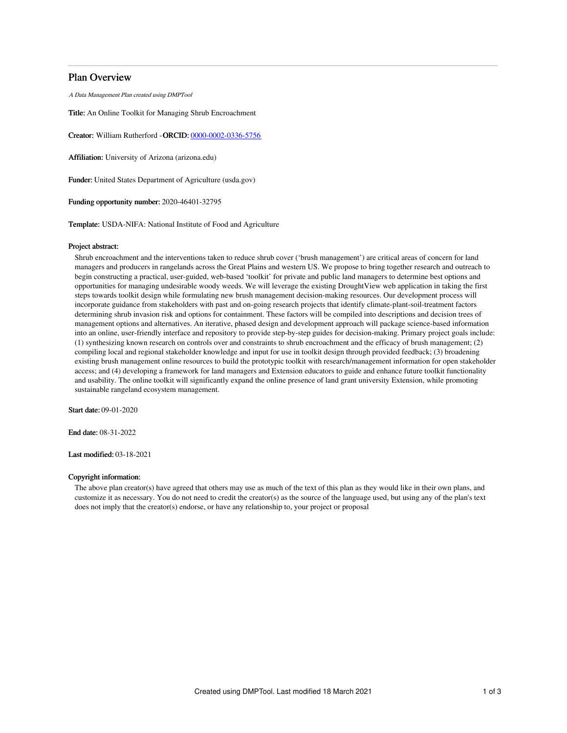## Plan Overview

*A Data Management Plan created using DMPTool*

**Title:** An Online Toolkit for Managing Shrub Encroachment

**Creator:** William Rutherford -**ORCID:** [0000-0002-0336-5756](https://orcid.org/0000-0002-0336-5756)

**Affiliation:** University of Arizona (arizona.edu)

**Funder:** United States Department of Agriculture (usda.gov)

**Funding opportunity number:** 2020-46401-32795

**Template:** USDA-NIFA: National Institute of Food and Agriculture

**Project abstract:**

Shrub encroachment and the interventions taken to reduce shrub cover ('brush management') are critical areas of concern for land managers and producers in rangelands across the Great Plains and western US. We propose to bring together research and outreach to begin constructing a practical, user-guided, web-based 'toolkit' for private and public land managers to determine best options and opportunities for managing undesirable woody weeds. We will leverage the existing DroughtView web application in taking the first steps towards toolkit design while formulating new brush management decision-making resources. Our development process will incorporate guidance from stakeholders with past and on-going research projects that identify climate-plant-soil-treatment factors determining shrub invasion risk and options for containment. These factors will be compiled into descriptions and decision trees of management options and alternatives. An iterative, phased design and development approach will package science-based information into an online, user-friendly interface and repository to provide step-by-step guides for decision-making. Primary project goals include: (1) synthesizing known research on controls over and constraints to shrub encroachment and the efficacy of brush management; (2) compiling local and regional stakeholder knowledge and input for use in toolkit design through provided feedback; (3) broadening existing brush management online resources to build the prototypic toolkit with research/management information for open stakeholder access; and (4) developing a framework for land managers and Extension educators to guide and enhance future toolkit functionality and usability. The online toolkit will significantly expand the online presence of land grant university Extension, while promoting sustainable rangeland ecosystem management.

**Start date:** 09-01-2020

**End date:** 08-31-2022

**Last modified:** 03-18-2021

**Copyright information:**

The above plan creator(s) have agreed that others may use as much of the text of this plan as they would like in their own plans, and customize it as necessary. You do not need to credit the creator(s) as the source of the language used, but using any of the plan's text does not imply that the creator(s) endorse, or have any relationship to, your project or proposal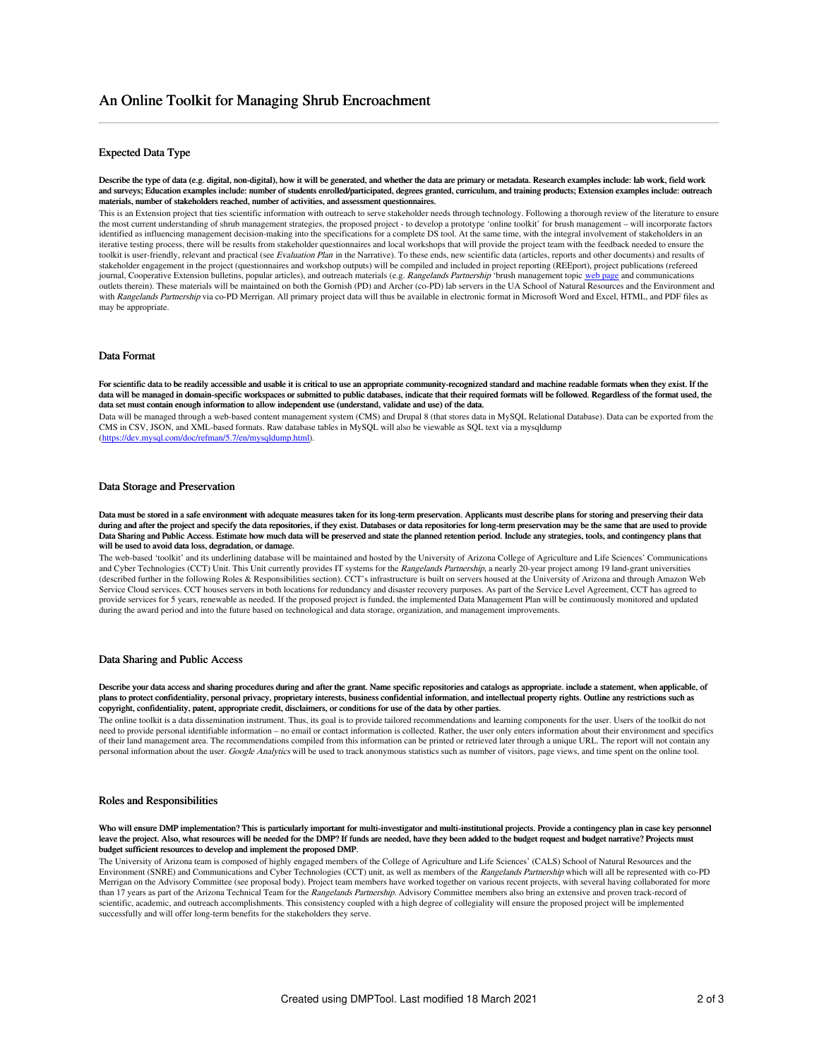# An Online Toolkit for Managing Shrub Encroachment

## Expected Data Type

**Describe the type of data (e.g. digital, non-digital), how it will be generated, and whether the data are primary or metadata. Research examples include: lab work, field work and surveys; Education examples include: number of students enrolled/participated, degrees granted, curriculum, and training products; Extension examples include: outreach materials, number of stakeholders reached, number of activities, and assessment questionnaires.**

This is an Extension project that ties scientific information with outreach to serve stakeholder needs through technology. Following a thorough review of the literature to ensure the most current understanding of shrub management strategies, the proposed project - to develop a prototype 'online toolkit' for brush management – will incorporate factors identified as influencing management decision-making into the specifications for a complete DS tool. At the same time, with the integral involvement of stakeholders in an iterative testing process, there will be results from stakeholder questionnaires and local workshops that will provide the project team with the feedback needed to ensure the toolkit is user-friendly, relevant and practical (see *Evaluation Plan* in the Narrative). To these ends, new scientific data (articles, reports and other documents) and results of stakeholder engagement in the project (questionnaires and workshop outputs) will be compiled and included in project reporting (REEport), project publications (refereed journal, Cooperative Extension bulletins, popular articles), and outreach materials (e.g. *Rangelands Partnership* 'brush management topic web page and communications outlets therein). These materials will be maintained on both the Gornish (PD) and Archer (co-PD) lab servers in the UA School of Natural Resources and the Environment and with *Rangelands Partnership* via co-PD Merrigan. All primary project data will thus be available in electronic format in Microsoft Word and Excel, HTML, and PDF files as may be appropriate.

## Data Format

**For scientific data to be readily accessible and usable it is critical to use an appropriate community-recognized standard and machine readable formats when they exist. If the data will be managed in domain-specific workspaces or submitted to public databases, indicate that their required formats will be followed. Regardless of the format used, the data set must contain enough information to allow independent use (understand, validate and use) of the data.**

Data will be managed through a web-based content management system (CMS) and Drupal 8 (that stores data in MySQL Relational Database). Data can be exported from the CMS in CSV, JSON, and XML-based formats. Raw database tables in MySQL will also be viewable as SQL text via a mysqldump (https://dev.mysql.com/doc/refman/5.7/en/mysqldump.html).

## Data Storage and Preservation

**Data must be stored in a safe environment with adequate measures taken for its long-term preservation. Applicants must describe plans for storing and preserving their data during and after the project and specify the data repositories, if they exist. Databases or data repositories for long-term preservation may be the same that are used to provide Data Sharing and Public Access. Estimate how much data will be preserved and state the planned retention period. Include any strategies, tools, and contingency plans that will be used to avoid data loss, degradation, or damage.**

The web-based 'toolkit' and its underlining database will be maintained and hosted by the University of Arizona College of Agriculture and Life Sciences' Communications and Cyber Technologies (CCT) Unit. This Unit currently provides IT systems for the *Rangelands Partnership*, a nearly 20-year project among 19 land-grant universities (described further in the following Roles & Responsibilities section). CCT's infrastructure is built on servers housed at the University of Arizona and through Amazon Web Service Cloud services. CCT houses servers in both locations for redundancy and disaster recovery purposes. As part of the Service Level Agreement, CCT has agreed to provide services for 5 years, renewable as needed. If the proposed project is funded, the implemented Data Management Plan will be continuously monitored and updated during the award period and into the future based on technological and data storage, organization, and management improvements.

## Data Sharing and Public Access

**Describe your data access and sharing procedures during and after the grant. Name specific repositories and catalogs as appropriate. include a statement, when applicable, of plans to protect confidentiality, personal privacy, proprietary interests, business confidential information, and intellectual property rights. Outline any restrictions such as copyright, confidentiality, patent, appropriate credit, disclaimers, or conditions for use of the data by other parties.**

The online toolkit is a data dissemination instrument. Thus, its goal is to provide tailored recommendations and learning components for the user. Users of the toolkit do not need to provide personal identifiable information – no email or contact information is collected. Rather, the user only enters information about their environment and specifics of their land management area. The recommendations compiled from this information can be printed or retrieved later through a unique URL. The report will not contain any personal information about the user. *Google Analytics* will be used to track anonymous statistics such as number of visitors, page views, and time spent on the online tool.

## Roles and Responsibilities

**Who will ensure DMP implementation? This is particularly important for multi-investigator and multi-institutional projects. Provide a contingency plan in case key personnel leave the project. Also, what resources will be needed for the DMP? If funds are needed, have they been added to the budget request and budget narrative? Projects must budget sufficient resources to develop and implement the proposed DMP.**

The University of Arizona team is composed of highly engaged members of the College of Agriculture and Life Sciences' (CALS) School of Natural Resources and the Environment (SNRE) and Communications and Cyber Technologies (CCT) unit, as well as members of the *Rangelands Partnership* which will all be represented with co-PD Merrigan on the Advisory Committee (see proposal body). Project team members have worked together on various recent projects, with several having collaborated for more than 17 years as part of the Arizona Technical Team for the *Rangelands Partnership*. Advisory Committee members also bring an extensive and proven track-record of scientific, academic, and outreach accomplishments. This consistency coupled with a high degree of collegiality will ensure the proposed project will be implemented successfully and will offer long-term benefits for the stakeholders they serve.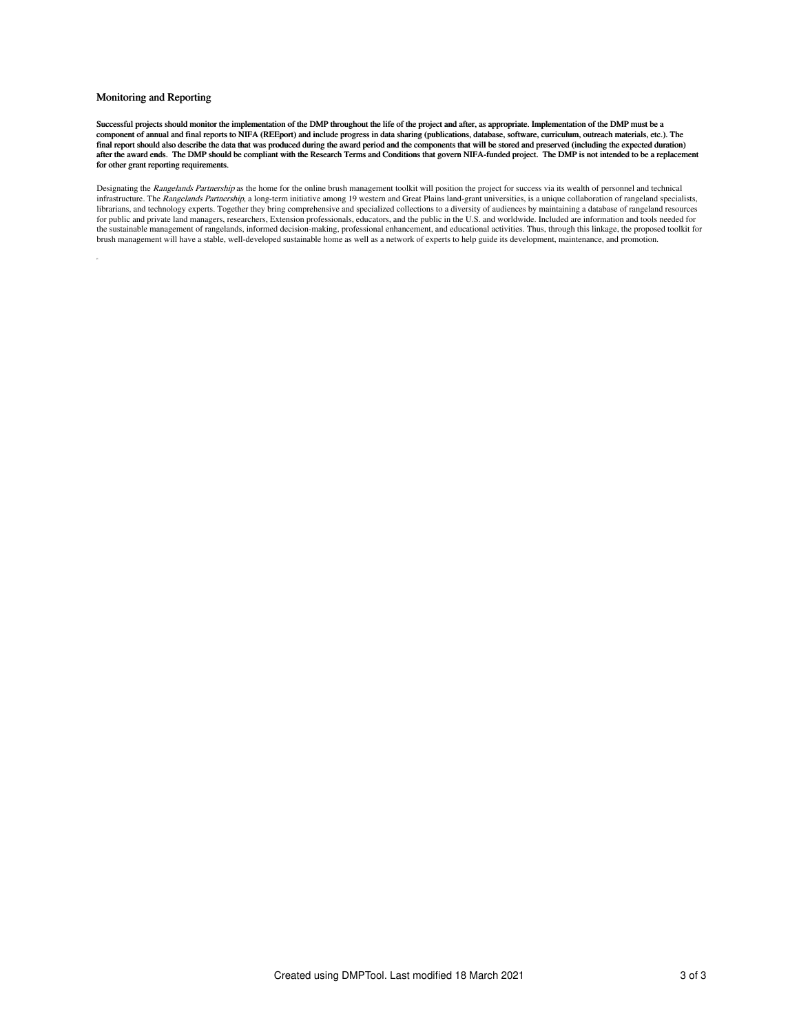### Monitoring and Reporting

**Successful projects should monitor the implementation of the DMP throughout the life of the project and after, as appropriate. Implementation of the DMP must be a component of annual and final reports to NIFA (REEport) and include progress in data sharing (publications, database, software, curriculum, outreach materials, etc.). The final report should also describe the data that was produced during the award period and the components that will be stored and preserved (including the expected duration) after the award ends. The DMP should be compliant with the Research Terms and Conditions that govern NIFA-funded project. The DMP is not intended to be a replacement for other grant reporting requirements.**

Designating the *Rangelands Partnership* as the home for the online brush management toolkit will position the project for success via its wealth of personnel and technical infrastructure. The *Rangelands Partnership*, a long-term initiative among 19 western and Great Plains land-grant universities, is a unique collaboration of rangeland specialists, librarians, and technology experts. Together they bring comprehensive and specialized collections to a diversity of audiences by maintaining a database of rangeland resources for public and private land managers, researchers, Extension professionals, educators, and the public in the U.S. and worldwide. Included are information and tools needed for the sustainable management of rangelands, informed decision-making, professional enhancement, and educational activities. Thus, through this linkage, the proposed toolkit for brush management will have a stable, well-developed sustainable home as well as a network of experts to help guide its development, maintenance, and promotion.

Created using DMPTool. Last modified 18 March 2021